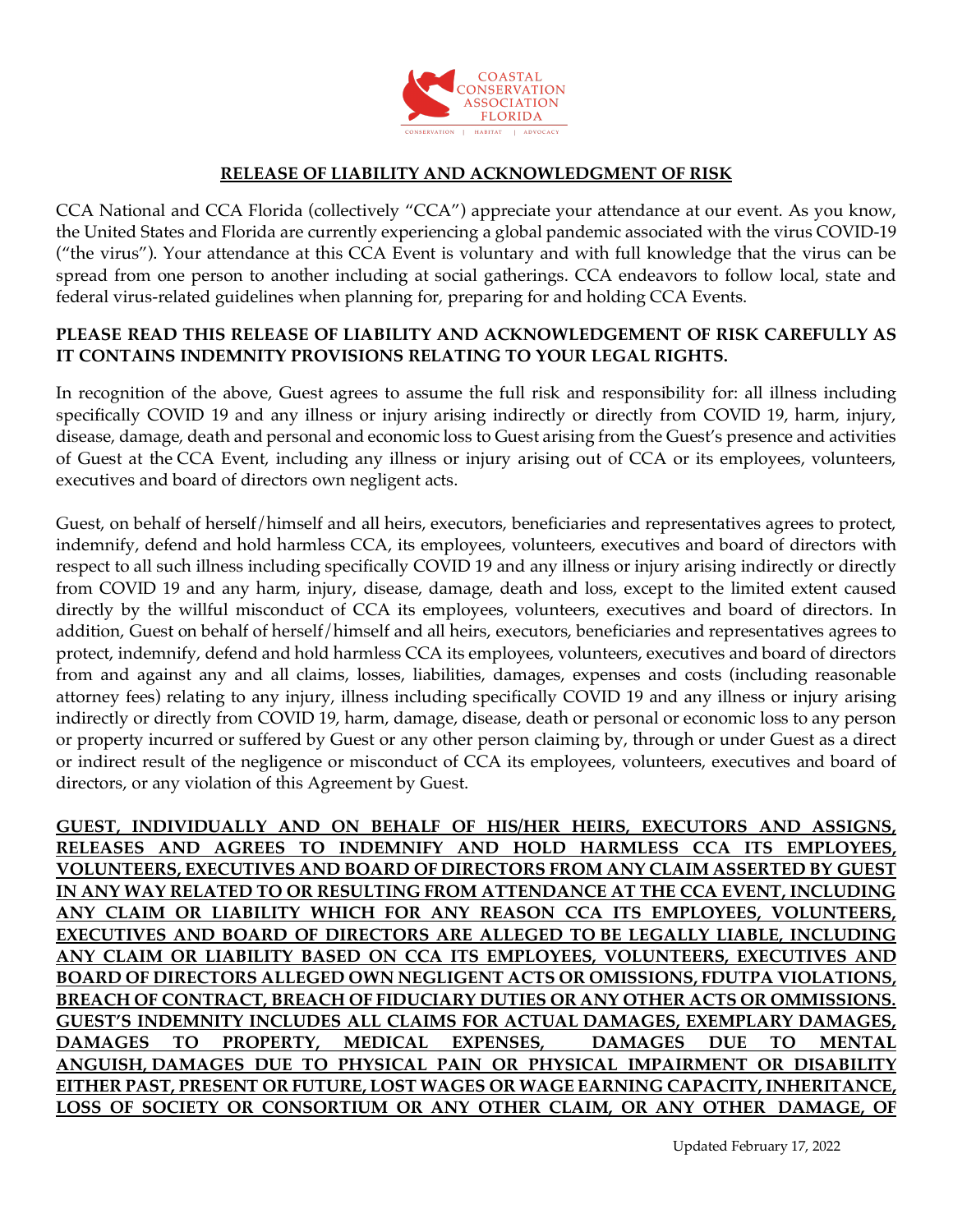COASTAL CONSERVATION ASSOCIATION FLORIDA

CONSERVATION | HABITAT | ADVOCACY

**RELEASE OF LIABILITY AND ACKNOWLEDGMENT OF RISK**

CCA National and CCA Florida (collectively "CCA") appreciate your attendance at our event. As you know, the United States and Florida are currently experiencing a global pandemic associated with the virus COVID-19 ("the virus"). Your attendance at this CCA Event is voluntary and with full knowledge that the virus can be spread from one person to another including at social gatherings. CCA endeavors to follow local, state and federal virus-related guidelines when planning for, preparing for and holding CCA Events.

**PLEASE READ THIS RELEASE OF LIABILITY AND ACKNOWLEDGEMENT OF RISK CAREFULLY AS IT CONTAINS INDEMNITY PROVISIONS RELATING TO YOUR LEGAL RIGHTS.**

In recognition of the above, Guest agrees to assume the full risk and responsibility for: all illness including specifically COVID 19 and any illness or injury arising indirectly or directly from COVID 19, harm, injury, disease, damage, death and personal and economic loss to Guest arising from the Guest's presence and activities of Guest at the CCA Event, including any illness or injury arising out of CCA or its employees, volunteers, executives and board of directors own negligent acts.

Guest, on behalf of herself/himself and all heirs, executors, beneficiaries and representatives agrees to protect, indemnify, defend and hold harmless CCA, its employees, volunteers, executives and board of directors with respect to all such illness including specifically COVID 19 and any illness or injury arising indirectly or directly from COVID 19 and any harm, injury, disease, damage, death and loss, except to the limited extent caused directly by the willful misconduct of CCA its employees, volunteers, executives and board of directors. In addition, Guest on behalf of herself/himself and all heirs, executors, beneficiaries and representatives agrees to protect, indemnify, defend and hold harmless CCA its employees, volunteers, executives and board of directors from and against any and all claims, losses, liabilities, damages, expenses and costs (including reasonable attorney fees) relating to any injury, illness including specifically COVID 19 and any illness or injury arising indirectly or directly from COVID 19, harm, damage, disease, death or personal or economic loss to any person or property incurred or suffered by Guest or any other person claiming by, through or under Guest as a direct or indirect result of the negligence or misconduct of CCA its employees, volunteers, executives and board of directors, or any violation of this Agreement by Guest.

**GUEST, INDIVIDUALLY AND ON BEHALF OF HIS/HER HEIRS, EXECUTORS AND ASSIGNS, RELEASES AND AGREES TO INDEMNIFY AND HOLD HARMLESS CCA ITS EMPLOYEES, VOLUNTEERS, EXECUTIVES AND BOARD OF DIRECTORS FROM ANY CLAIM ASSERTED BY GUEST IN ANY WAY RELATED TO OR RESULTING FROM ATTENDANCE AT THE CCA EVENT, INCLUDING ANY CLAIM OR LIABILITY WHICH FOR ANY REASON CCA ITS EMPLOYEES, VOLUNTEERS, EXECUTIVES AND BOARD OF DIRECTORS ARE ALLEGED TO BE LEGALLY LIABLE, INCLUDING ANY CLAIM OR LIABILITY BASED ON CCA ITS EMPLOYEES, VOLUNTEERS, EXECUTIVES AND BOARD OF DIRECTORS ALLEGED OWN NEGLIGENT ACTS OR OMISSIONS, FDUTPA VIOLATIONS, BREACH OF CONTRACT, BREACH OF FIDUCIARY DUTIES OR ANY OTHER ACTS OR OMMISSIONS. GUEST'S INDEMNITY INCLUDES ALL CLAIMS FOR ACTUAL DAMAGES, EXEMPLARY DAMAGES, DAMAGES TO PROPERTY, MEDICAL EXPENSES, DAMAGES DUE TO MENTAL ANGUISH, DAMAGES DUE TO PHYSICAL PAIN OR PHYSICAL IMPAIRMENT OR DISABILITY EITHER PAST, PRESENT OR FUTURE, LOST WAGES OR WAGE EARNING CAPACITY, INHERITANCE, LOSS OF SOCIETY OR CONSORTIUM OR ANY OTHER CLAIM, OR ANY OTHER DAMAGE, OF**

Updated February 17, 2022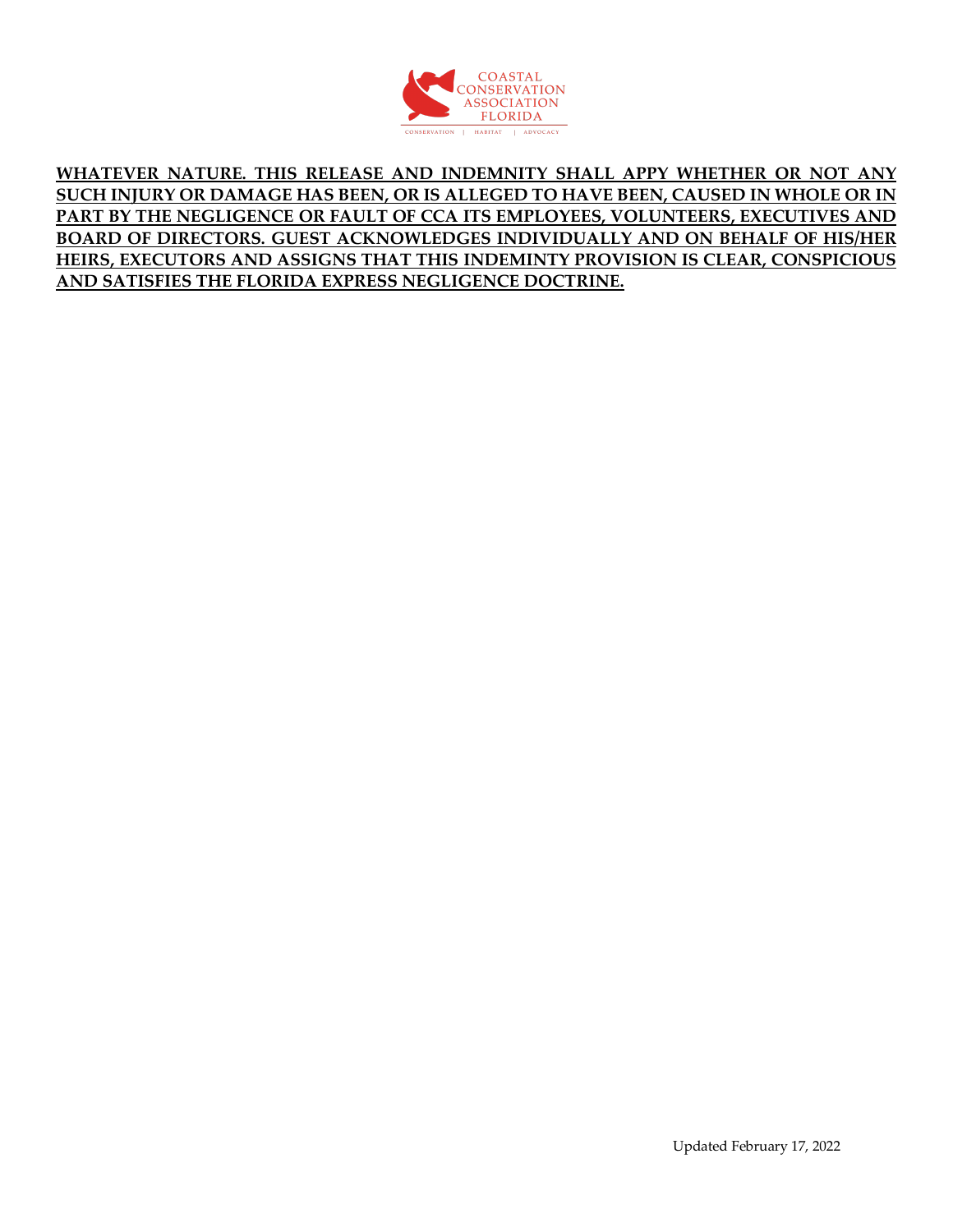**<u>WHATEVER NATURE. THIS RELEASE AND INDEMNITY SHALL APPY WHETHER OR NOT ANY SUCH INJURY OR DAMAGE HAS BEEN, OR IS ALLEGED TO HAVE BEEN, CAUSED IN WHOLE OR IN PART BY THE NEGLIGENCE OR FAULT OF CCA ITS EMPLOYEES, VOLUNTEERS, EXECUTIVES AND BOARD OF DIRECTORS. GUEST ACKNOWLEDGES INDIVIDUALLY AND ON BEHALF OF HIS/HER HEIRS, EXECUTORS AND ASSIGNS THAT THIS INDEMINTY PROVISION IS CLEAR, CONSPICIOUS AND SATISFIES THE FLORIDA EXPRESS NEGLIGENCE DOCTRINE.</u>**

Updated February 17, 2022